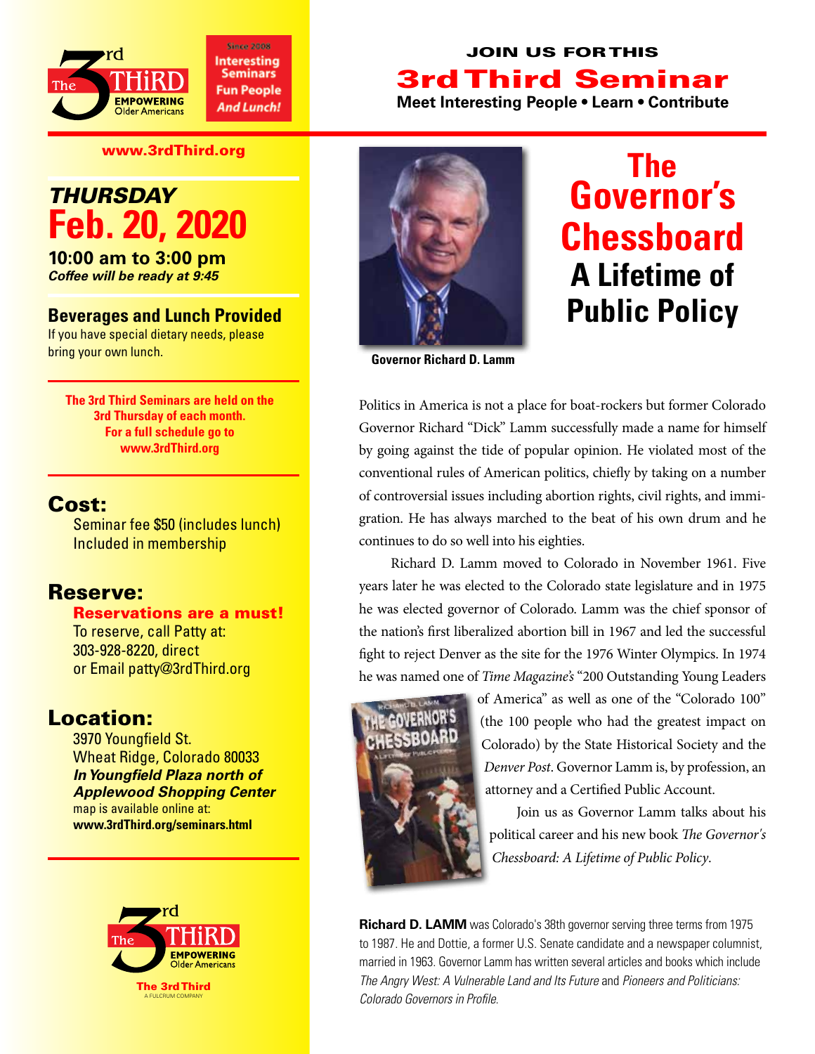The 3rd THiRD — EMPOWERING Older Americans

Since 2008
Interesting Seminars
Fun People
And Lunch!

**www.3rdThird.org**

## JOIN US FOR THIS
# 3rd Third Seminar
**Meet Interesting People • Learn • Contribute**

## *THURSDAY*
# Feb. 20, 2020

**10:00 am to 3:00 pm**
***Coffee will be ready at 9:45***

### Beverages and Lunch Provided

If you have special dietary needs, please bring your own lunch.

**The 3rd Third Seminars are held on the 3rd Thursday of each month. For a full schedule go to www.3rdThird.org**

## Cost:

Seminar fee $50 (includes lunch)
Included in membership

## Reserve:

**Reservations are a must!**
To reserve, call Patty at:
303-928-8220, direct
or Email patty@3rdThird.org

## Location:

3970 Youngfield St.
Wheat Ridge, Colorado 80033
***In Youngfield Plaza north of Applewood Shopping Center***
map is available online at:
**www.3rdThird.org/seminars.html**

The 3rd THiRD — EMPOWERING Older Americans
**The 3rd Third**
A FULCRUM COMPANY

**Governor Richard D. Lamm**

# The Governor's Chessboard
## A Lifetime of Public Policy

Politics in America is not a place for boat-rockers but former Colorado Governor Richard "Dick" Lamm successfully made a name for himself by going against the tide of popular opinion. He violated most of the conventional rules of American politics, chiefly by taking on a number of controversial issues including abortion rights, civil rights, and immigration. He has always marched to the beat of his own drum and he continues to do so well into his eighties.

Richard D. Lamm moved to Colorado in November 1961. Five years later he was elected to the Colorado state legislature and in 1975 he was elected governor of Colorado. Lamm was the chief sponsor of the nation's first liberalized abortion bill in 1967 and led the successful fight to reject Denver as the site for the 1976 Winter Olympics. In 1974 he was named one of *Time Magazine's* "200 Outstanding Young Leaders of America" as well as one of the "Colorado 100" (the 100 people who had the greatest impact on Colorado) by the State Historical Society and the *Denver Post*. Governor Lamm is, by profession, an attorney and a Certified Public Account.

Join us as Governor Lamm talks about his political career and his new book *The Governor's Chessboard: A Lifetime of Public Policy*.

**Richard D. LAMM** was Colorado's 38th governor serving three terms from 1975 to 1987. He and Dottie, a former U.S. Senate candidate and a newspaper columnist, married in 1963. Governor Lamm has written several articles and books which include *The Angry West: A Vulnerable Land and Its Future* and *Pioneers and Politicians: Colorado Governors in Profile.*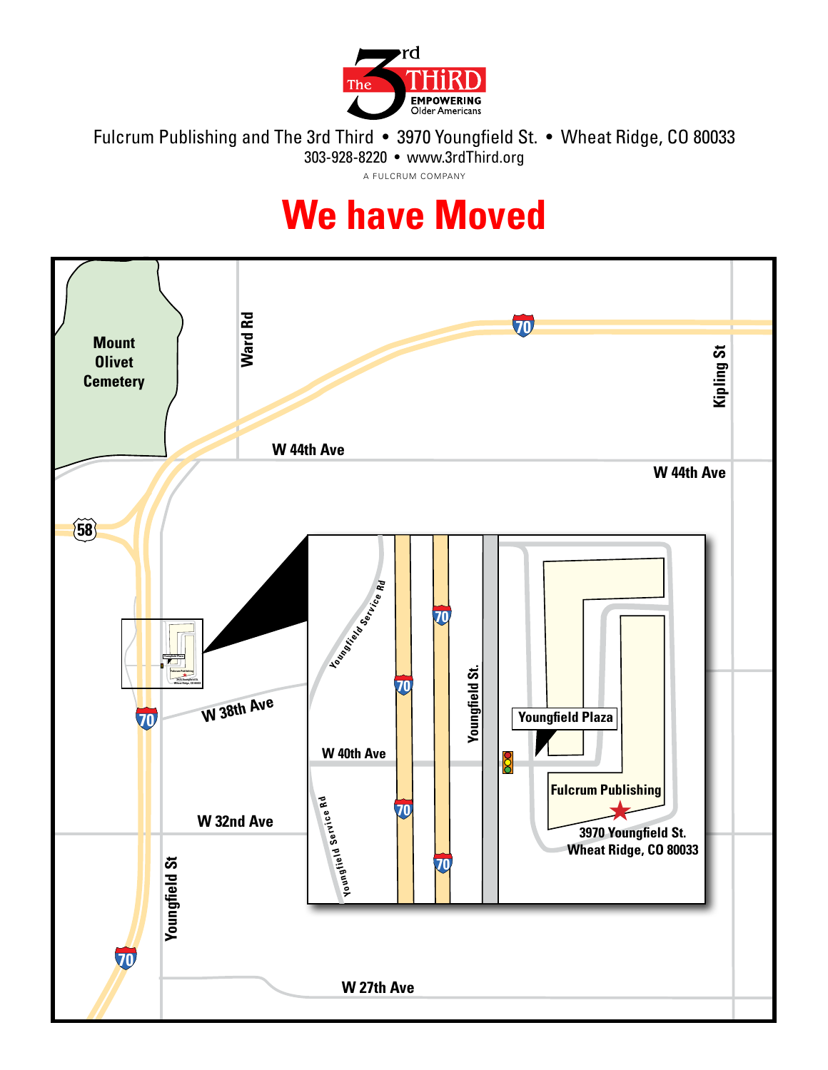The 3rd THiRD
EMPOWERING Older Americans

Fulcrum Publishing and The 3rd Third • 3970 Youngfield St. • Wheat Ridge, CO 80033
303-928-8220 • www.3rdThird.org

A FULCRUM COMPANY

# We have Moved

Mount Olivet Cemetery

Ward Rd

70

Kipling St

W 44th Ave

W 44th Ave

58

W 38th Ave

70

W 32nd Ave

Youngfield St

70

W 27th Ave

Youngfield Service Rd

70

70

Youngfield St.

Youngfield Plaza

W 40th Ave

70

Youngfield Service Rd

70

Fulcrum Publishing

3970 Youngfield St.
Wheat Ridge, CO 80033